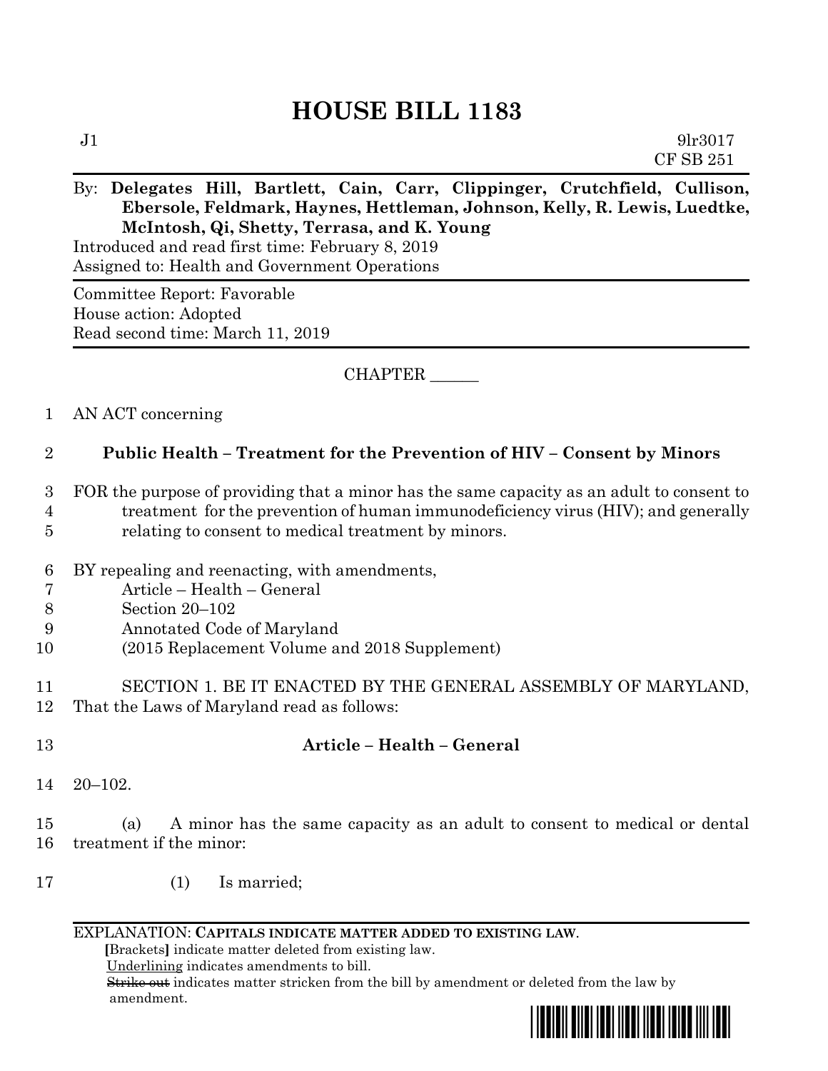# HOUSE BILL 1183

J1 9lr3017
CF SB 251

By: **Delegates Hill, Bartlett, Cain, Carr, Clippinger, Crutchfield, Cullison, Ebersole, Feldmark, Haynes, Hettleman, Johnson, Kelly, R. Lewis, Luedtke, McIntosh, Qi, Shetty, Terrasa, and K. Young**

Introduced and read first time: February 8, 2019
Assigned to: Health and Government Operations

Committee Report: Favorable
House action: Adopted
Read second time: March 11, 2019

CHAPTER ______

1 AN ACT concerning

2 **Public Health – Treatment for the Prevention of HIV – Consent by Minors**

3 FOR the purpose of providing that a minor has the same capacity as an adult to consent to
4 treatment for the prevention of human immunodeficiency virus (HIV); and generally
5 relating to consent to medical treatment by minors.

6 BY repealing and reenacting, with amendments,
7 Article – Health – General
8 Section 20–102
9 Annotated Code of Maryland
10 (2015 Replacement Volume and 2018 Supplement)

11 SECTION 1. BE IT ENACTED BY THE GENERAL ASSEMBLY OF MARYLAND,
12 That the Laws of Maryland read as follows:

13 **Article – Health – General**

14 20–102.

15 (a) A minor has the same capacity as an adult to consent to medical or dental
16 treatment if the minor:

17 (1) Is married;

EXPLANATION: **CAPITALS INDICATE MATTER ADDED TO EXISTING LAW.**
**[**Brackets**]** indicate matter deleted from existing law.
Underlining indicates amendments to bill.
~~Strike out~~ indicates matter stricken from the bill by amendment or deleted from the law by amendment.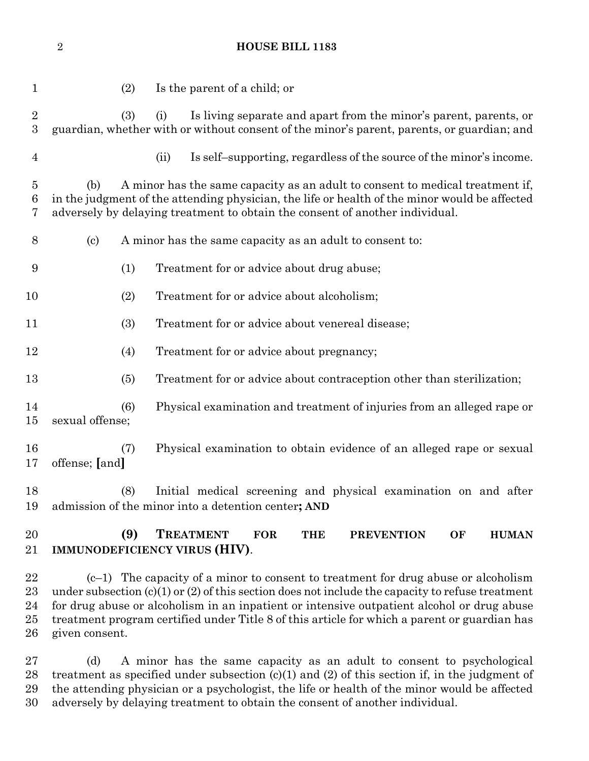(2) Is the parent of a child; or

(3) (i) Is living separate and apart from the minor's parent, parents, or guardian, whether with or without consent of the minor's parent, parents, or guardian; and

(ii) Is self–supporting, regardless of the source of the minor's income.

(b) A minor has the same capacity as an adult to consent to medical treatment if, in the judgment of the attending physician, the life or health of the minor would be affected adversely by delaying treatment to obtain the consent of another individual.

(c) A minor has the same capacity as an adult to consent to:

(1) Treatment for or advice about drug abuse;

(2) Treatment for or advice about alcoholism;

(3) Treatment for or advice about venereal disease;

(4) Treatment for or advice about pregnancy;

(5) Treatment for or advice about contraception other than sterilization;

(6) Physical examination and treatment of injuries from an alleged rape or sexual offense;

(7) Physical examination to obtain evidence of an alleged rape or sexual offense; **[**and**]**

(8) Initial medical screening and physical examination on and after admission of the minor into a detention center**; AND**

**(9) TREATMENT FOR THE PREVENTION OF HUMAN IMMUNODEFICIENCY VIRUS (HIV)**.

(c–1) The capacity of a minor to consent to treatment for drug abuse or alcoholism under subsection (c)(1) or (2) of this section does not include the capacity to refuse treatment for drug abuse or alcoholism in an inpatient or intensive outpatient alcohol or drug abuse treatment program certified under Title 8 of this article for which a parent or guardian has given consent.

(d) A minor has the same capacity as an adult to consent to psychological treatment as specified under subsection (c)(1) and (2) of this section if, in the judgment of the attending physician or a psychologist, the life or health of the minor would be affected adversely by delaying treatment to obtain the consent of another individual.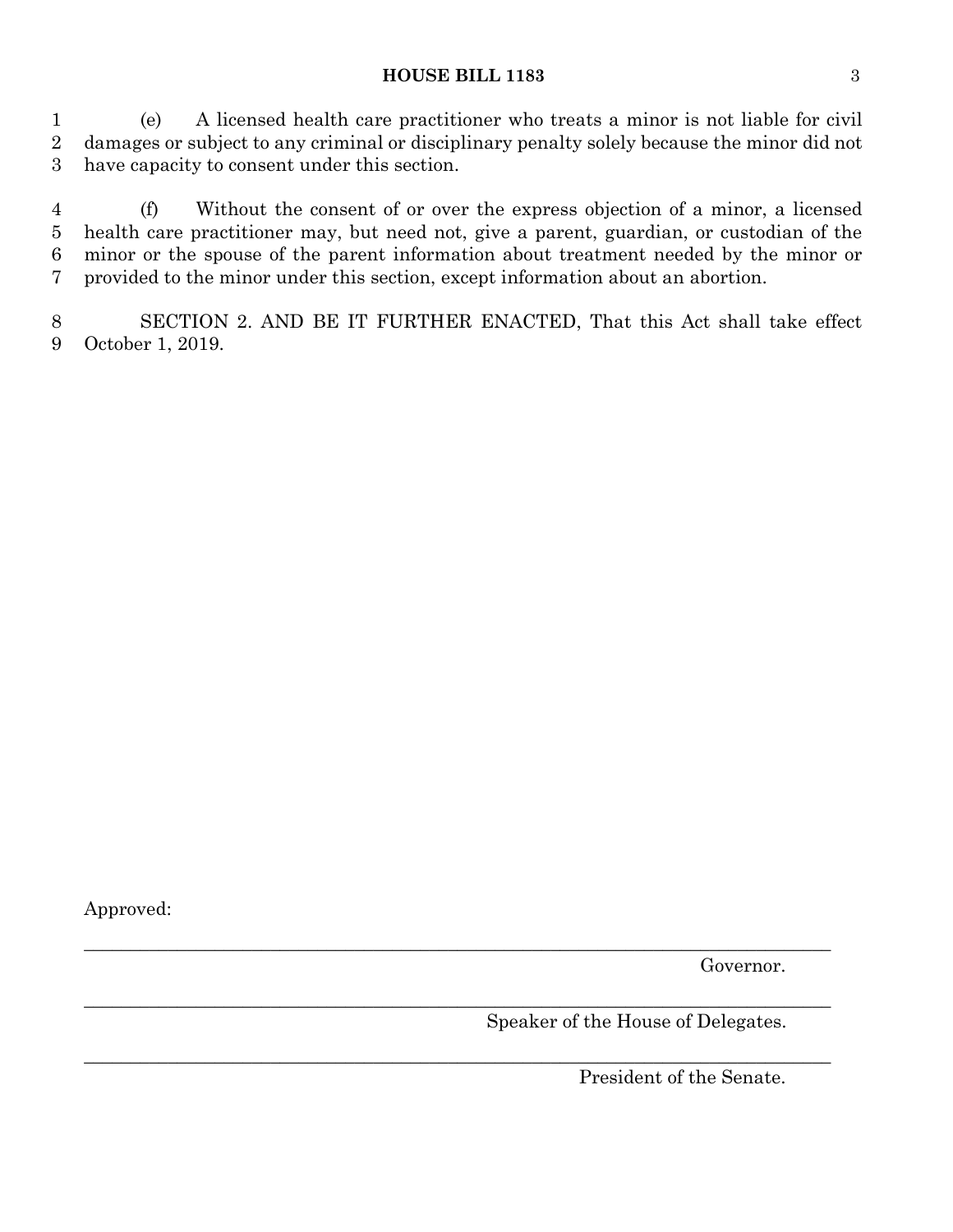(e) A licensed health care practitioner who treats a minor is not liable for civil damages or subject to any criminal or disciplinary penalty solely because the minor did not have capacity to consent under this section.

(f) Without the consent of or over the express objection of a minor, a licensed health care practitioner may, but need not, give a parent, guardian, or custodian of the minor or the spouse of the parent information about treatment needed by the minor or provided to the minor under this section, except information about an abortion.

SECTION 2. AND BE IT FURTHER ENACTED, That this Act shall take effect October 1, 2019.

Approved:

\_\_\_\_\_\_\_\_\_\_\_\_\_\_\_\_\_\_\_\_\_\_\_\_\_\_\_\_\_\_\_\_\_\_\_\_\_\_\_\_\_\_\_\_\_\_\_\_\_\_\_\_\_\_\_\_\_\_\_\_\_\_\_\_\_\_\_\_\_\_\_\_\_\_\_\_\_\_\_\_

Governor.

\_\_\_\_\_\_\_\_\_\_\_\_\_\_\_\_\_\_\_\_\_\_\_\_\_\_\_\_\_\_\_\_\_\_\_\_\_\_\_\_\_\_\_\_\_\_\_\_\_\_\_\_\_\_\_\_\_\_\_\_\_\_\_\_\_\_\_\_\_\_\_\_\_\_\_\_\_\_\_\_

Speaker of the House of Delegates.

\_\_\_\_\_\_\_\_\_\_\_\_\_\_\_\_\_\_\_\_\_\_\_\_\_\_\_\_\_\_\_\_\_\_\_\_\_\_\_\_\_\_\_\_\_\_\_\_\_\_\_\_\_\_\_\_\_\_\_\_\_\_\_\_\_\_\_\_\_\_\_\_\_\_\_\_\_\_\_\_

President of the Senate.